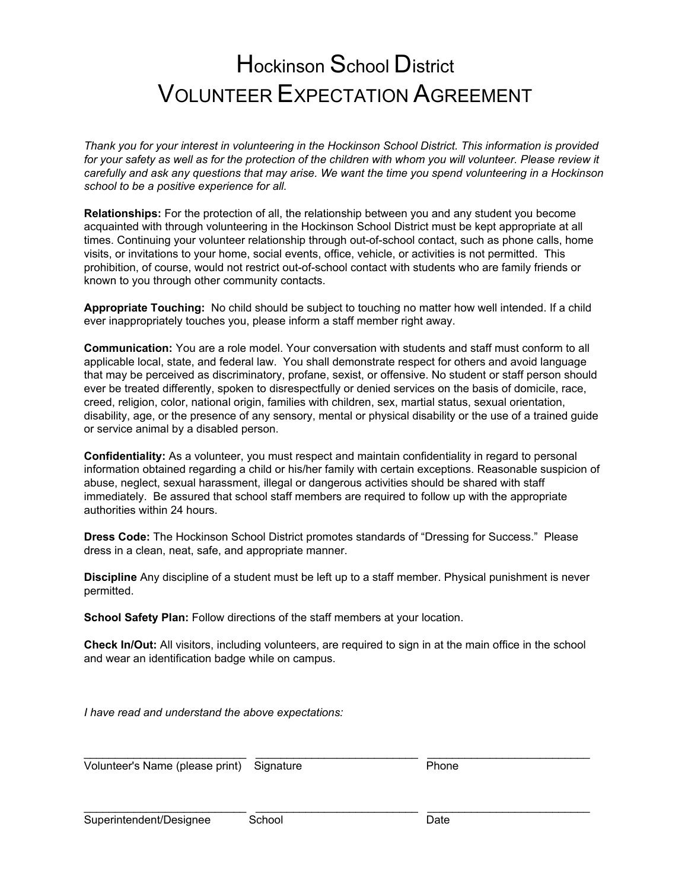# Hockinson School District
# VOLUNTEER EXPECTATION AGREEMENT

*Thank you for your interest in volunteering in the Hockinson School District. This information is provided for your safety as well as for the protection of the children with whom you will volunteer. Please review it carefully and ask any questions that may arise. We want the time you spend volunteering in a Hockinson school to be a positive experience for all.*

**Relationships:** For the protection of all, the relationship between you and any student you become acquainted with through volunteering in the Hockinson School District must be kept appropriate at all times. Continuing your volunteer relationship through out-of-school contact, such as phone calls, home visits, or invitations to your home, social events, office, vehicle, or activities is not permitted. This prohibition, of course, would not restrict out-of-school contact with students who are family friends or known to you through other community contacts.

**Appropriate Touching:** No child should be subject to touching no matter how well intended. If a child ever inappropriately touches you, please inform a staff member right away.

**Communication:** You are a role model. Your conversation with students and staff must conform to all applicable local, state, and federal law. You shall demonstrate respect for others and avoid language that may be perceived as discriminatory, profane, sexist, or offensive. No student or staff person should ever be treated differently, spoken to disrespectfully or denied services on the basis of domicile, race, creed, religion, color, national origin, families with children, sex, martial status, sexual orientation, disability, age, or the presence of any sensory, mental or physical disability or the use of a trained guide or service animal by a disabled person.

**Confidentiality:** As a volunteer, you must respect and maintain confidentiality in regard to personal information obtained regarding a child or his/her family with certain exceptions. Reasonable suspicion of abuse, neglect, sexual harassment, illegal or dangerous activities should be shared with staff immediately. Be assured that school staff members are required to follow up with the appropriate authorities within 24 hours.

**Dress Code:** The Hockinson School District promotes standards of "Dressing for Success." Please dress in a clean, neat, safe, and appropriate manner.

**Discipline** Any discipline of a student must be left up to a staff member. Physical punishment is never permitted.

**School Safety Plan:** Follow directions of the staff members at your location.

**Check In/Out:** All visitors, including volunteers, are required to sign in at the main office in the school and wear an identification badge while on campus.

*I have read and understand the above expectations:*

| ___________________________ | ___________________________ | ___________________________ |
|---|---|---|
| Volunteer's Name (please print) | Signature | Phone |
| ___________________________ | ___________________________ | ___________________________ |
| Superintendent/Designee | School | Date |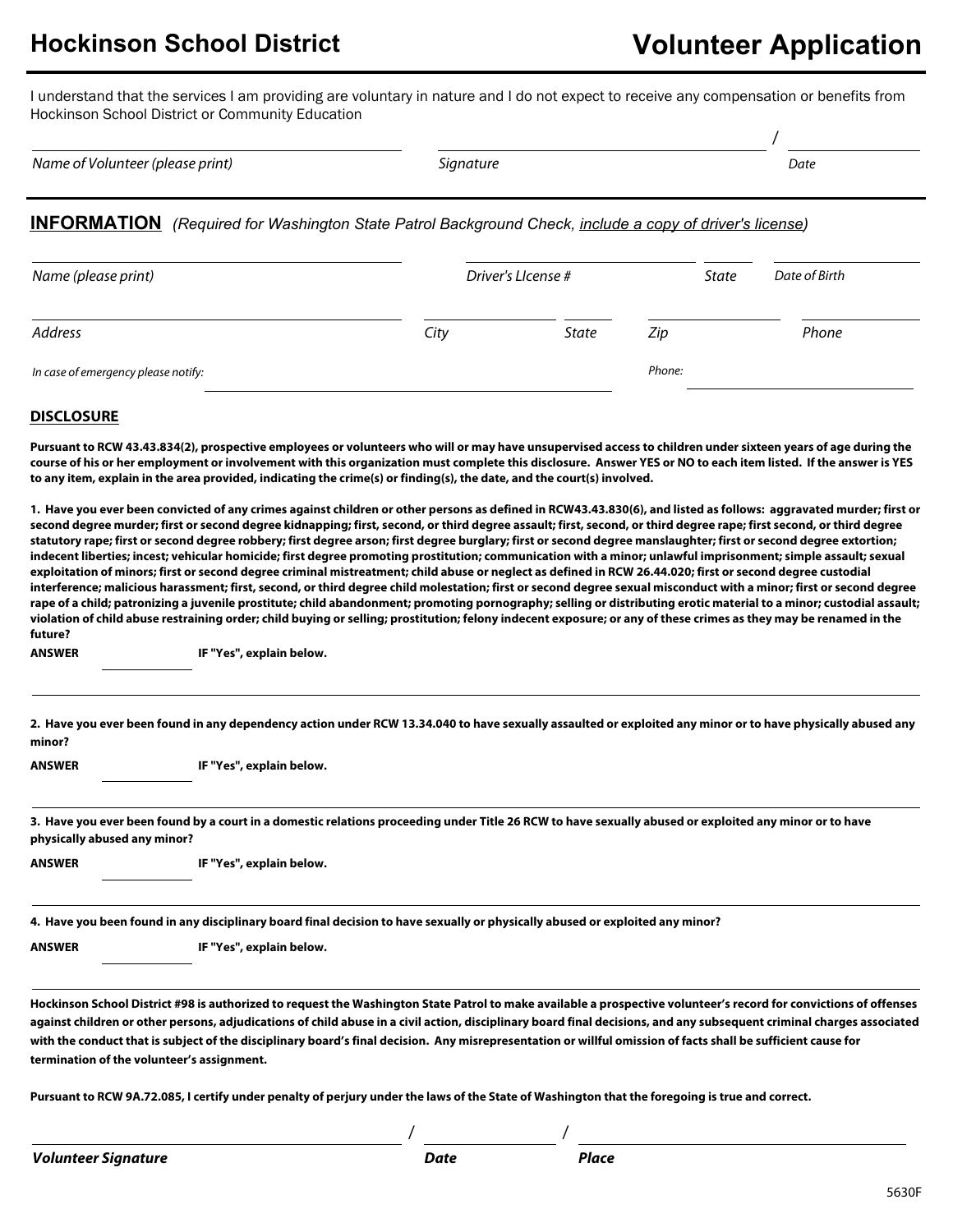# Hockinson School District

# Volunteer Application

I understand that the services I am providing are voluntary in nature and I do not expect to receive any compensation or benefits from Hockinson School District or Community Education

_Name of Volunteer (please print)_ _______________ _Signature_ _______________ / _Date_ _______________

## INFORMATION *(Required for Washington State Patrol Background Check, include a copy of driver's license)*

_Name (please print)_ _______________ _Driver's LIcense #_ _______________ _State_ _______ _Date of Birth_ _______________

_Address_ _______________ _City_ _______________ _State_ _______ _Zip_ _______________ _Phone_ _______________

_In case of emergency please notify:_ _______________ _Phone:_ _______________

## DISCLOSURE

**Pursuant to RCW 43.43.834(2), prospective employees or volunteers who will or may have unsupervised access to children under sixteen years of age during the course of his or her employment or involvement with this organization must complete this disclosure. Answer YES or NO to each item listed. If the answer is YES to any item, explain in the area provided, indicating the crime(s) or finding(s), the date, and the court(s) involved.**

**1. Have you ever been convicted of any crimes against children or other persons as defined in RCW43.43.830(6), and listed as follows: aggravated murder; first or second degree murder; first or second degree kidnapping; first, second, or third degree assault; first, second, or third degree rape; first second, or third degree statutory rape; first or second degree robbery; first degree arson; first degree burglary; first or second degree manslaughter; first or second degree extortion; indecent liberties; incest; vehicular homicide; first degree promoting prostitution; communication with a minor; unlawful imprisonment; simple assault; sexual exploitation of minors; first or second degree criminal mistreatment; child abuse or neglect as defined in RCW 26.44.020; first or second degree custodial interference; malicious harassment; first, second, or third degree child molestation; first or second degree sexual misconduct with a minor; first or second degree rape of a child; patronizing a juvenile prostitute; child abandonment; promoting pornography; selling or distributing erotic material to a minor; custodial assault; violation of child abuse restraining order; child buying or selling; prostitution; felony indecent exposure; or any of these crimes as they may be renamed in the future?**

**ANSWER** _______________ **IF "Yes", explain below.**

**2. Have you ever been found in any dependency action under RCW 13.34.040 to have sexually assaulted or exploited any minor or to have physically abused any minor?**

**ANSWER** _______________ **IF "Yes", explain below.**

**3. Have you ever been found by a court in a domestic relations proceeding under Title 26 RCW to have sexually abused or exploited any minor or to have physically abused any minor?**

**ANSWER** _______________ **IF "Yes", explain below.**

**4. Have you been found in any disciplinary board final decision to have sexually or physically abused or exploited any minor?**

**ANSWER** _______________ **IF "Yes", explain below.**

**Hockinson School District #98 is authorized to request the Washington State Patrol to make available a prospective volunteer's record for convictions of offenses against children or other persons, adjudications of child abuse in a civil action, disciplinary board final decisions, and any subsequent criminal charges associated with the conduct that is subject of the disciplinary board's final decision. Any misrepresentation or willful omission of facts shall be sufficient cause for termination of the volunteer's assignment.**

**Pursuant to RCW 9A.72.085, I certify under penalty of perjury under the laws of the State of Washington that the foregoing is true and correct.**

***Volunteer Signature*** _______________ / ***Date*** _______________ / ***Place*** _______________

5630F